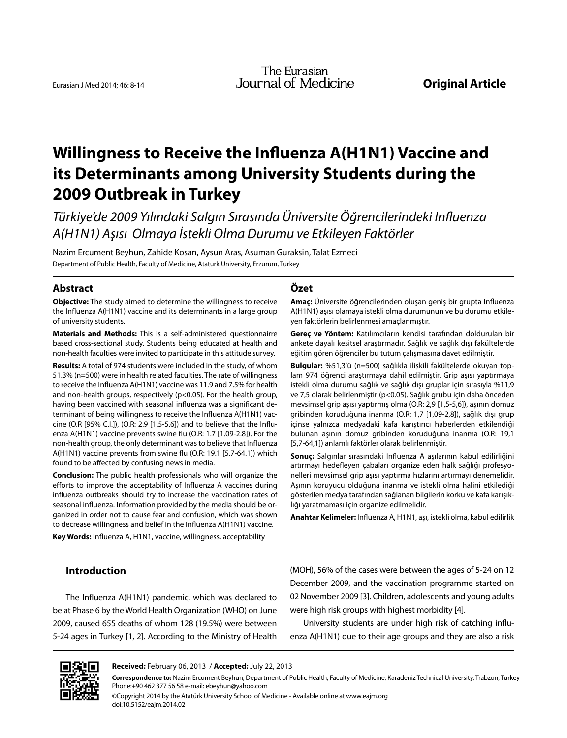Original Article

# Willingness to Receive the Influenza A(H1N1) Vaccine and its Determinants among University Students during the 2009 Outbreak in Turkey

*Türkiye'de 2009 Yılındaki Salgın Sırasında Üniversite Öğrencilerindeki Influenza A(H1N1) Aşısı Olmaya İstekli Olma Durumu ve Etkileyen Faktörler*

Nazim Ercument Beyhun, Zahide Kosan, Aysun Aras, Asuman Guraksin, Talat Ezmeci

Department of Public Health, Faculty of Medicine, Ataturk University, Erzurum, Turkey

## Abstract

**Objective:** The study aimed to determine the willingness to receive the Influenza A(H1N1) vaccine and its determinants in a large group of university students.

**Materials and Methods:** This is a self-administered questionnaire based cross-sectional study. Students being educated at health and non-health faculties were invited to participate in this attitude survey.

**Results:** A total of 974 students were included in the study, of whom 51.3% (n=500) were in health related faculties. The rate of willingness to receive the Influenza A(H1N1) vaccine was 11.9 and 7.5% for health and non-health groups, respectively ($p<0.05$). For the health group, having been vaccined with seasonal influenza was a significant determinant of being willingness to receive the Influenza A(H1N1) vaccine (O.R [95% C.I.]), (O.R: 2.9 [1.5-5.6]) and to believe that the Influenza A(H1N1) vaccine prevents swine flu (O.R: 1.7 [1.09-2.8]). For the non-health group, the only determinant was to believe that Influenza A(H1N1) vaccine prevents from swine flu (O.R: 19.1 [5.7-64.1]) which found to be affected by confusing news in media.

**Conclusion:** The public health professionals who will organize the efforts to improve the acceptability of Influenza A vaccines during influenza outbreaks should try to increase the vaccination rates of seasonal influenza. Information provided by the media should be organized in order not to cause fear and confusion, which was shown to decrease willingness and belief in the Influenza A(H1N1) vaccine.

**Key Words:** Influenza A, H1N1, vaccine, willingness, acceptability

## Özet

**Amaç:** Üniversite öğrencilerinden oluşan geniş bir grupta Influenza A(H1N1) aşısı olamaya istekli olma durumunun ve bu durumu etkileyen faktörlerin belirlenmesi amaçlanmıştır.

**Gereç ve Yöntem:** Katılımcıların kendisi tarafından doldurulan bir ankete dayalı kesitsel araştırmadır. Sağlık ve sağlık dışı fakültelerde eğitim gören öğrenciler bu tutum çalışmasına davet edilmiştir.

**Bulgular:** %51,3'ü (n=500) sağlıkla ilişkili fakültelerde okuyan toplam 974 öğrenci araştırmaya dahil edilmiştir. Grip aşısı yaptırmaya istekli olma durumu sağlık ve sağlık dışı gruplar için sırasıyla %11,9 ve 7,5 olarak belirlenmiştir ($p<0.05$). Sağlık grubu için daha önceden mevsimsel grip aşısı yaptırmış olma (O.R: 2,9 [1,5-5,6]), aşının domuz gribinden koruduğuna inanma (O.R: 1,7 [1,09-2,8]), sağlık dışı grup içinse yalnızca medyadaki kafa karıştırıcı haberlerden etkilendiği bulunan aşının domuz gribinden koruduğuna inanma (O.R: 19,1 [5,7-64,1]) anlamlı faktörler olarak belirlenmiştir.

**Sonuç:** Salgınlar sırasındaki Influenza A aşılarının kabul edilirliğini artırmayı hedefleyen çabaları organize eden halk sağlığı profesyonelleri mevsimsel grip aşısı yaptırma hızlarını artırmayı denemelidir. Aşının koruyucu olduğuna inanma ve istekli olma halini etkilediği gösterilen medya tarafından sağlanan bilgilerin korku ve kafa karışıklığı yaratmaması için organize edilmelidir.

**Anahtar Kelimeler:** Influenza A, H1N1, aşı, istekli olma, kabul edilirlik

## Introduction

The Influenza A(H1N1) pandemic, which was declared to be at Phase 6 by the World Health Organization (WHO) on June 2009, caused 655 deaths of whom 128 (19.5%) were between 5-24 ages in Turkey [1, 2]. According to the Ministry of Health (MOH), 56% of the cases were between the ages of 5-24 on 12 December 2009, and the vaccination programme started on 02 November 2009 [3]. Children, adolescents and young adults were high risk groups with highest morbidity [4].

University students are under high risk of catching influenza A(H1N1) due to their age groups and they are also a risk

**Received:** February 06, 2013 / **Accepted:** July 22, 2013

**Correspondence to:** Nazim Ercument Beyhun, Department of Public Health, Faculty of Medicine, Karadeniz Technical University, Trabzon, Turkey Phone:+90 462 377 56 58 e-mail: ebeyhun@yahoo.com

©Copyright 2014 by the Atatürk University School of Medicine - Available online at www.eajm.org
doi:10.5152/eajm.2014.02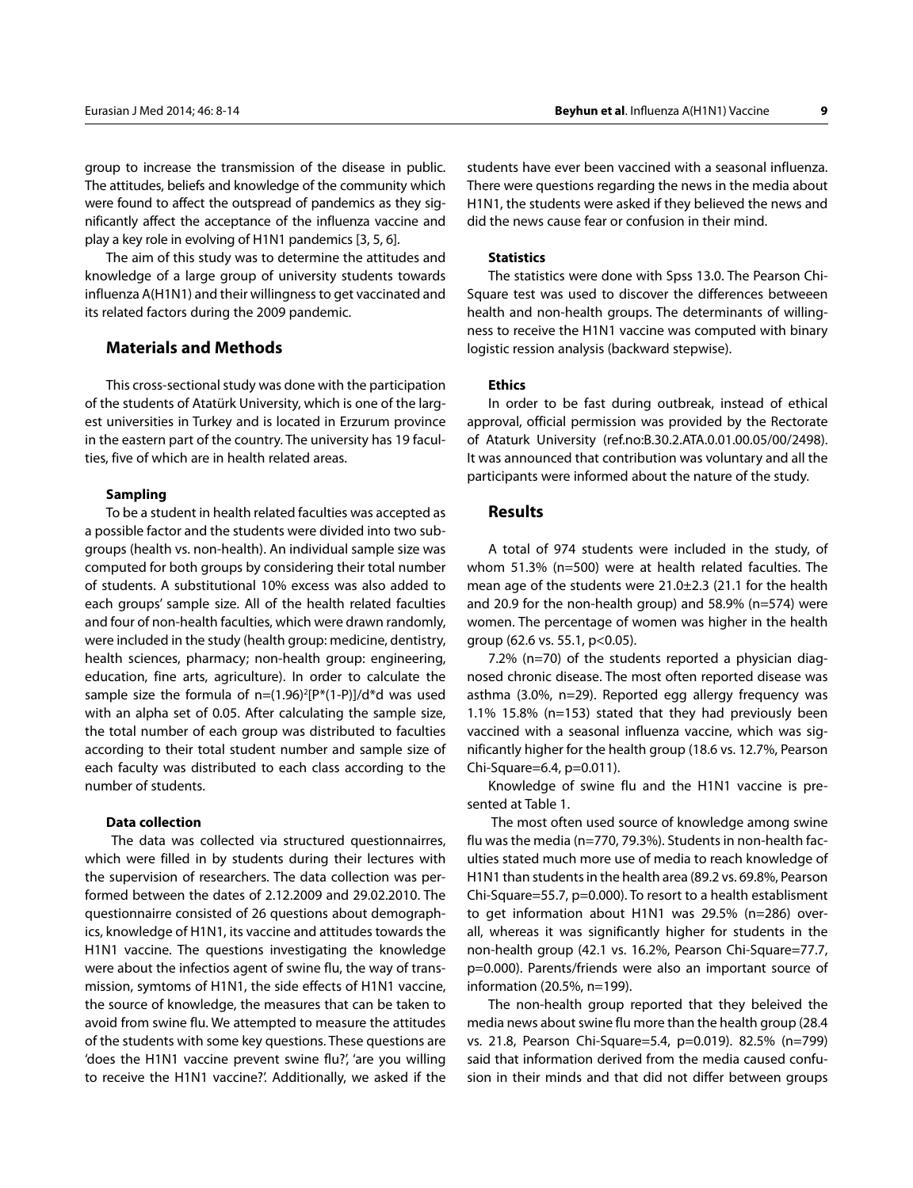group to increase the transmission of the disease in public. The attitudes, beliefs and knowledge of the community which were found to affect the outspread of pandemics as they significantly affect the acceptance of the influenza vaccine and play a key role in evolving of H1N1 pandemics [3, 5, 6].

The aim of this study was to determine the attitudes and knowledge of a large group of university students towards influenza A(H1N1) and their willingness to get vaccinated and its related factors during the 2009 pandemic.

## Materials and Methods

This cross-sectional study was done with the participation of the students of Atatürk University, which is one of the largest universities in Turkey and is located in Erzurum province in the eastern part of the country. The university has 19 faculties, five of which are in health related areas.

### Sampling

To be a student in health related faculties was accepted as a possible factor and the students were divided into two subgroups (health vs. non-health). An individual sample size was computed for both groups by considering their total number of students. A substitutional 10% excess was also added to each groups' sample size. All of the health related faculties and four of non-health faculties, which were drawn randomly, were included in the study (health group: medicine, dentistry, health sciences, pharmacy; non-health group: engineering, education, fine arts, agriculture). In order to calculate the sample size the formula of $n=(1.96)^2[P*(1-P)]/d*d$ was used with an alpha set of 0.05. After calculating the sample size, the total number of each group was distributed to faculties according to their total student number and sample size of each faculty was distributed to each class according to the number of students.

### Data collection

The data was collected via structured questionnairres, which were filled in by students during their lectures with the supervision of researchers. The data collection was performed between the dates of 2.12.2009 and 29.02.2010. The questionnairre consisted of 26 questions about demographics, knowledge of H1N1, its vaccine and attitudes towards the H1N1 vaccine. The questions investigating the knowledge were about the infectios agent of swine flu, the way of transmission, symtoms of H1N1, the side effects of H1N1 vaccine, the source of knowledge, the measures that can be taken to avoid from swine flu. We attempted to measure the attitudes of the students with some key questions. These questions are 'does the H1N1 vaccine prevent swine flu?', 'are you willing to receive the H1N1 vaccine?'. Additionally, we asked if the students have ever been vaccined with a seasonal influenza. There were questions regarding the news in the media about H1N1, the students were asked if they believed the news and did the news cause fear or confusion in their mind.

### Statistics

The statistics were done with Spss 13.0. The Pearson Chi-Square test was used to discover the differences betweeen health and non-health groups. The determinants of willingness to receive the H1N1 vaccine was computed with binary logistic ression analysis (backward stepwise).

### Ethics

In order to be fast during outbreak, instead of ethical approval, official permission was provided by the Rectorate of Ataturk University (ref.no:B.30.2.ATA.0.01.00.05/00/2498). It was announced that contribution was voluntary and all the participants were informed about the nature of the study.

## Results

A total of 974 students were included in the study, of whom 51.3% (n=500) were at health related faculties. The mean age of the students were 21.0±2.3 (21.1 for the health and 20.9 for the non-health group) and 58.9% (n=574) were women. The percentage of women was higher in the health group (62.6 vs. 55.1, $p<0.05$).

7.2% (n=70) of the students reported a physician diagnosed chronic disease. The most often reported disease was asthma (3.0%, n=29). Reported egg allergy frequency was 1.1% 15.8% (n=153) stated that they had previously been vaccined with a seasonal influenza vaccine, which was significantly higher for the health group (18.6 vs. 12.7%, Pearson Chi-Square=6.4, p=0.011).

Knowledge of swine flu and the H1N1 vaccine is presented at Table 1.

The most often used source of knowledge among swine flu was the media (n=770, 79.3%). Students in non-health faculties stated much more use of media to reach knowledge of H1N1 than students in the health area (89.2 vs. 69.8%, Pearson Chi-Square=55.7, p=0.000). To resort to a health establisment to get information about H1N1 was 29.5% (n=286) overall, whereas it was significantly higher for students in the non-health group (42.1 vs. 16.2%, Pearson Chi-Square=77.7, p=0.000). Parents/friends were also an important source of information (20.5%, n=199).

The non-health group reported that they beleived the media news about swine flu more than the health group (28.4 vs. 21.8, Pearson Chi-Square=5.4, p=0.019). 82.5% (n=799) said that information derived from the media caused confusion in their minds and that did not differ between groups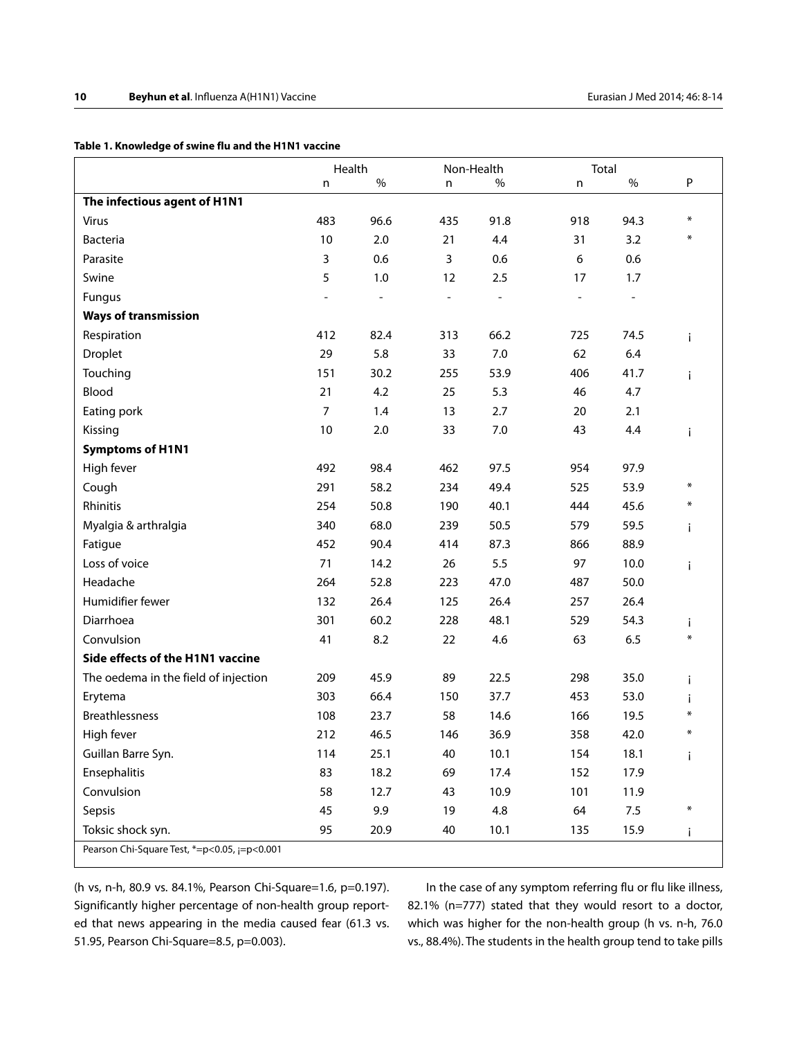**Table 1. Knowledge of swine flu and the H1N1 vaccine**

| | Health | | Non-Health | | Total | | |
|---|---|---|---|---|---|---|---|
| | n | % | n | % | n | % | P |
| **The infectious agent of H1N1** | | | | | | | |
| Virus | 483 | 96.6 | 435 | 91.8 | 918 | 94.3 | * |
| Bacteria | 10 | 2.0 | 21 | 4.4 | 31 | 3.2 | * |
| Parasite | 3 | 0.6 | 3 | 0.6 | 6 | 0.6 | |
| Swine | 5 | 1.0 | 12 | 2.5 | 17 | 1.7 | |
| Fungus | - | - | - | - | - | - | |
| **Ways of transmission** | | | | | | | |
| Respiration | 412 | 82.4 | 313 | 66.2 | 725 | 74.5 | ¡ |
| Droplet | 29 | 5.8 | 33 | 7.0 | 62 | 6.4 | |
| Touching | 151 | 30.2 | 255 | 53.9 | 406 | 41.7 | ¡ |
| Blood | 21 | 4.2 | 25 | 5.3 | 46 | 4.7 | |
| Eating pork | 7 | 1.4 | 13 | 2.7 | 20 | 2.1 | |
| Kissing | 10 | 2.0 | 33 | 7.0 | 43 | 4.4 | ¡ |
| **Symptoms of H1N1** | | | | | | | |
| High fever | 492 | 98.4 | 462 | 97.5 | 954 | 97.9 | |
| Cough | 291 | 58.2 | 234 | 49.4 | 525 | 53.9 | * |
| Rhinitis | 254 | 50.8 | 190 | 40.1 | 444 | 45.6 | * |
| Myalgia & arthralgia | 340 | 68.0 | 239 | 50.5 | 579 | 59.5 | ¡ |
| Fatigue | 452 | 90.4 | 414 | 87.3 | 866 | 88.9 | |
| Loss of voice | 71 | 14.2 | 26 | 5.5 | 97 | 10.0 | ¡ |
| Headache | 264 | 52.8 | 223 | 47.0 | 487 | 50.0 | |
| Humidifier fewer | 132 | 26.4 | 125 | 26.4 | 257 | 26.4 | |
| Diarrhoea | 301 | 60.2 | 228 | 48.1 | 529 | 54.3 | ¡ |
| Convulsion | 41 | 8.2 | 22 | 4.6 | 63 | 6.5 | * |
| **Side effects of the H1N1 vaccine** | | | | | | | |
| The oedema in the field of injection | 209 | 45.9 | 89 | 22.5 | 298 | 35.0 | ¡ |
| Erytema | 303 | 66.4 | 150 | 37.7 | 453 | 53.0 | ¡ |
| Breathlessness | 108 | 23.7 | 58 | 14.6 | 166 | 19.5 | * |
| High fever | 212 | 46.5 | 146 | 36.9 | 358 | 42.0 | * |
| Guillan Barre Syn. | 114 | 25.1 | 40 | 10.1 | 154 | 18.1 | ¡ |
| Ensephalitis | 83 | 18.2 | 69 | 17.4 | 152 | 17.9 | |
| Convulsion | 58 | 12.7 | 43 | 10.9 | 101 | 11.9 | |
| Sepsis | 45 | 9.9 | 19 | 4.8 | 64 | 7.5 | * |
| Toksic shock syn. | 95 | 20.9 | 40 | 10.1 | 135 | 15.9 | ¡ |

Pearson Chi-Square Test, *=p<0.05, ¡=p<0.001

(h vs, n-h, 80.9 vs. 84.1%, Pearson Chi-Square=1.6, p=0.197). Significantly higher percentage of non-health group reported that news appearing in the media caused fear (61.3 vs. 51.95, Pearson Chi-Square=8.5, p=0.003).

In the case of any symptom referring flu or flu like illness, 82.1% (n=777) stated that they would resort to a doctor, which was higher for the non-health group (h vs. n-h, 76.0 vs., 88.4%). The students in the health group tend to take pills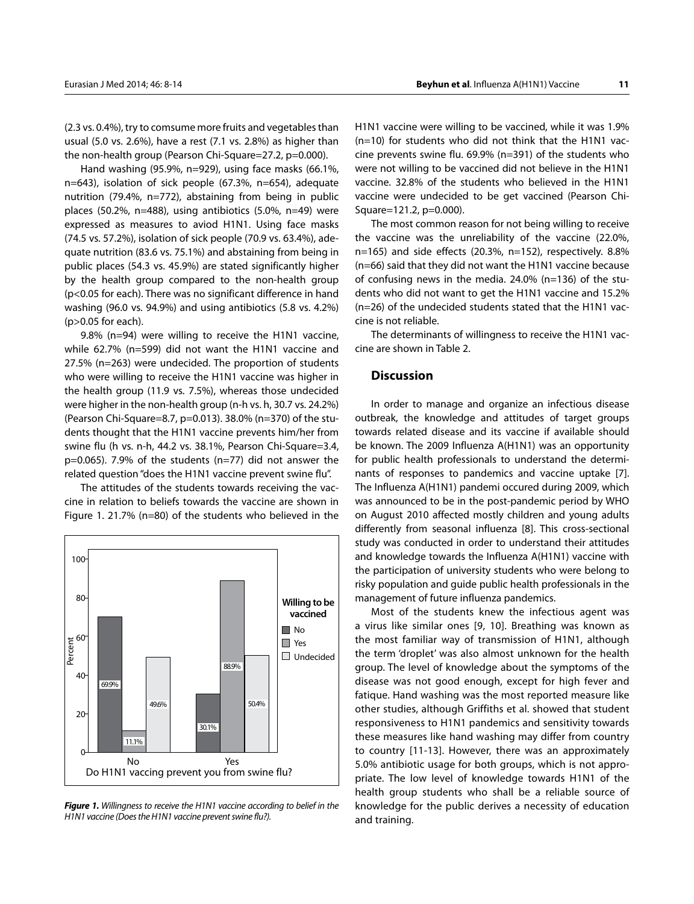(2.3 vs. 0.4%), try to comsume more fruits and vegetables than usual (5.0 vs. 2.6%), have a rest (7.1 vs. 2.8%) as higher than the non-health group (Pearson Chi-Square=27.2, p=0.000).

Hand washing (95.9%, n=929), using face masks (66.1%, n=643), isolation of sick people (67.3%, n=654), adequate nutrition (79.4%, n=772), abstaining from being in public places (50.2%, n=488), using antibiotics (5.0%, n=49) were expressed as measures to aviod H1N1. Using face masks (74.5 vs. 57.2%), isolation of sick people (70.9 vs. 63.4%), adequate nutrition (83.6 vs. 75.1%) and abstaining from being in public places (54.3 vs. 45.9%) are stated significantly higher by the health group compared to the non-health group (p<0.05 for each). There was no significant difference in hand washing (96.0 vs. 94.9%) and using antibiotics (5.8 vs. 4.2%) (p>0.05 for each).

9.8% (n=94) were willing to receive the H1N1 vaccine, while 62.7% (n=599) did not want the H1N1 vaccine and 27.5% (n=263) were undecided. The proportion of students who were willing to receive the H1N1 vaccine was higher in the health group (11.9 vs. 7.5%), whereas those undecided were higher in the non-health group (n-h vs. h, 30.7 vs. 24.2%) (Pearson Chi-Square=8.7, p=0.013). 38.0% (n=370) of the students thought that the H1N1 vaccine prevents him/her from swine flu (h vs. n-h, 44.2 vs. 38.1%, Pearson Chi-Square=3.4, p=0.065). 7.9% of the students (n=77) did not answer the related question "does the H1N1 vaccine prevent swine flu".

The attitudes of the students towards receiving the vaccine in relation to beliefs towards the vaccine are shown in Figure 1. 21.7% (n=80) of the students who believed in the H1N1 vaccine were willing to be vaccined, while it was 1.9% (n=10) for students who did not think that the H1N1 vaccine prevents swine flu. 69.9% (n=391) of the students who were not willing to be vaccined did not believe in the H1N1 vaccine. 32.8% of the students who believed in the H1N1 vaccine were undecided to be get vaccined (Pearson Chi-Square=121.2, p=0.000).

**Figure 1.** *Willingness to receive the H1N1 vaccine according to belief in the H1N1 vaccine (Does the H1N1 vaccine prevent swine flu?).*

The most common reason for not being willing to receive the vaccine was the unreliability of the vaccine (22.0%, n=165) and side effects (20.3%, n=152), respectively. 8.8% (n=66) said that they did not want the H1N1 vaccine because of confusing news in the media. 24.0% (n=136) of the students who did not want to get the H1N1 vaccine and 15.2% (n=26) of the undecided students stated that the H1N1 vaccine is not reliable.

The determinants of willingness to receive the H1N1 vaccine are shown in Table 2.

## Discussion

In order to manage and organize an infectious disease outbreak, the knowledge and attitudes of target groups towards related disease and its vaccine if available should be known. The 2009 Influenza A(H1N1) was an opportunity for public health professionals to understand the determinants of responses to pandemics and vaccine uptake [7]. The Influenza A(H1N1) pandemi occured during 2009, which was announced to be in the post-pandemic period by WHO on August 2010 affected mostly children and young adults differently from seasonal influenza [8]. This cross-sectional study was conducted in order to understand their attitudes and knowledge towards the Influenza A(H1N1) vaccine with the participation of university students who were belong to risky population and guide public health professionals in the management of future influenza pandemics.

Most of the students knew the infectious agent was a virus like similar ones [9, 10]. Breathing was known as the most familiar way of transmission of H1N1, although the term 'droplet' was also almost unknown for the health group. The level of knowledge about the symptoms of the disease was not good enough, except for high fever and fatique. Hand washing was the most reported measure like other studies, although Griffiths et al. showed that student responsiveness to H1N1 pandemics and sensitivity towards these measures like hand washing may differ from country to country [11-13]. However, there was an approximately 5.0% antibiotic usage for both groups, which is not appropriate. The low level of knowledge towards H1N1 of the health group students who shall be a reliable source of knowledge for the public derives a necessity of education and training.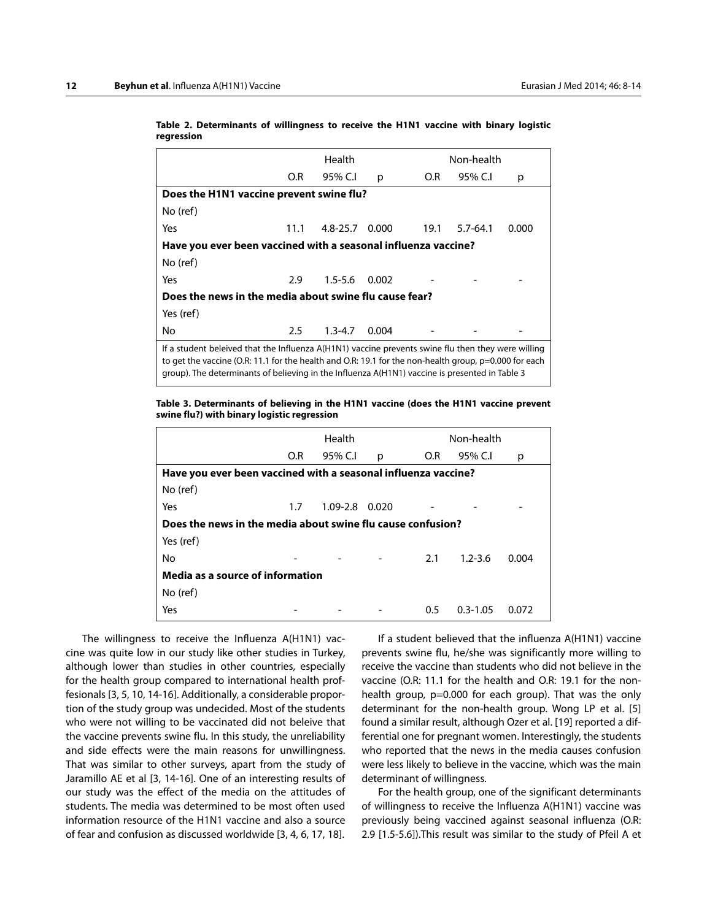**Table 2. Determinants of willingness to receive the H1N1 vaccine with binary logistic regression**

| | Health | | | Non-health | | |
|---|---|---|---|---|---|---|
| | O.R | 95% C.I | p | O.R | 95% C.I | p |
| **Does the H1N1 vaccine prevent swine flu?** | | | | | | |
| No (ref) | | | | | | |
| Yes | 11.1 | 4.8-25.7 | 0.000 | 19.1 | 5.7-64.1 | 0.000 |
| **Have you ever been vaccined with a seasonal influenza vaccine?** | | | | | | |
| No (ref) | | | | | | |
| Yes | 2.9 | 1.5-5.6 | 0.002 | - | - | - |
| **Does the news in the media about swine flu cause fear?** | | | | | | |
| Yes (ref) | | | | | | |
| No | 2.5 | 1.3-4.7 | 0.004 | - | - | - |

If a student beleived that the Influenza A(H1N1) vaccine prevents swine flu then they were willing to get the vaccine (O.R: 11.1 for the health and O.R: 19.1 for the non-health group, p=0.000 for each group). The determinants of believing in the Influenza A(H1N1) vaccine is presented in Table 3

**Table 3. Determinants of believing in the H1N1 vaccine (does the H1N1 vaccine prevent swine flu?) with binary logistic regression**

| | Health | | | Non-health | | |
|---|---|---|---|---|---|---|
| | O.R | 95% C.I | p | O.R | 95% C.I | p |
| **Have you ever been vaccined with a seasonal influenza vaccine?** | | | | | | |
| No (ref) | | | | | | |
| Yes | 1.7 | 1.09-2.8 | 0.020 | - | - | - |
| **Does the news in the media about swine flu cause confusion?** | | | | | | |
| Yes (ref) | | | | | | |
| No | - | - | - | 2.1 | 1.2-3.6 | 0.004 |
| **Media as a source of information** | | | | | | |
| No (ref) | | | | | | |
| Yes | - | - | - | 0.5 | 0.3-1.05 | 0.072 |

The willingness to receive the Influenza A(H1N1) vaccine was quite low in our study like other studies in Turkey, although lower than studies in other countries, especially for the health group compared to international health proffesionals [3, 5, 10, 14-16]. Additionally, a considerable proportion of the study group was undecided. Most of the students who were not willing to be vaccinated did not beleive that the vaccine prevents swine flu. In this study, the unreliability and side effects were the main reasons for unwillingness. That was similar to other surveys, apart from the study of Jaramillo AE et al [3, 14-16]. One of an interesting results of our study was the effect of the media on the attitudes of students. The media was determined to be most often used information resource of the H1N1 vaccine and also a source of fear and confusion as discussed worldwide [3, 4, 6, 17, 18].

If a student believed that the influenza A(H1N1) vaccine prevents swine flu, he/she was significantly more willing to receive the vaccine than students who did not believe in the vaccine (O.R: 11.1 for the health and O.R: 19.1 for the non-health group, p=0.000 for each group). That was the only determinant for the non-health group. Wong LP et al. [5] found a similar result, although Ozer et al. [19] reported a differential one for pregnant women. Interestingly, the students who reported that the news in the media causes confusion were less likely to believe in the vaccine, which was the main determinant of willingness.

For the health group, one of the significant determinants of willingness to receive the Influenza A(H1N1) vaccine was previously being vaccined against seasonal influenza (O.R: 2.9 [1.5-5.6]).This result was similar to the study of Pfeil A et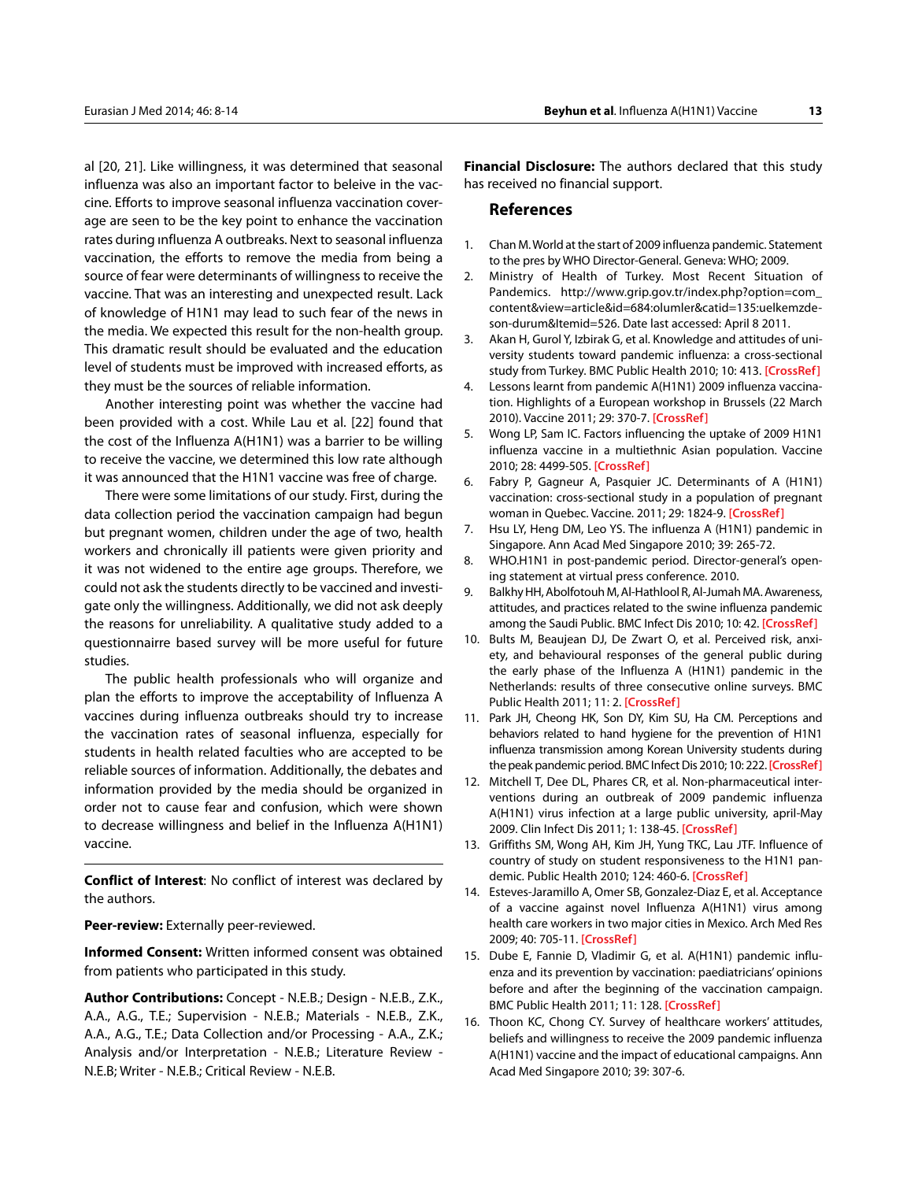al [20, 21]. Like willingness, it was determined that seasonal influenza was also an important factor to beleive in the vaccine. Efforts to improve seasonal influenza vaccination coverage are seen to be the key point to enhance the vaccination rates during ınfluenza A outbreaks. Next to seasonal influenza vaccination, the efforts to remove the media from being a source of fear were determinants of willingness to receive the vaccine. That was an interesting and unexpected result. Lack of knowledge of H1N1 may lead to such fear of the news in the media. We expected this result for the non-health group. This dramatic result should be evaluated and the education level of students must be improved with increased efforts, as they must be the sources of reliable information.

Another interesting point was whether the vaccine had been provided with a cost. While Lau et al. [22] found that the cost of the Influenza A(H1N1) was a barrier to be willing to receive the vaccine, we determined this low rate although it was announced that the H1N1 vaccine was free of charge.

There were some limitations of our study. First, during the data collection period the vaccination campaign had begun but pregnant women, children under the age of two, health workers and chronically ill patients were given priority and it was not widened to the entire age groups. Therefore, we could not ask the students directly to be vaccined and investigate only the willingness. Additionally, we did not ask deeply the reasons for unreliability. A qualitative study added to a questionnairre based survey will be more useful for future studies.

The public health professionals who will organize and plan the efforts to improve the acceptability of Influenza A vaccines during influenza outbreaks should try to increase the vaccination rates of seasonal influenza, especially for students in health related faculties who are accepted to be reliable sources of information. Additionally, the debates and information provided by the media should be organized in order not to cause fear and confusion, which were shown to decrease willingness and belief in the Influenza A(H1N1) vaccine.

---

**Conflict of Interest**: No conflict of interest was declared by the authors.

**Peer-review:** Externally peer-reviewed.

**Informed Consent:** Written informed consent was obtained from patients who participated in this study.

**Author Contributions:** Concept - N.E.B.; Design - N.E.B., Z.K., A.A., A.G., T.E.; Supervision - N.E.B.; Materials - N.E.B., Z.K., A.A., A.G., T.E.; Data Collection and/or Processing - A.A., Z.K.; Analysis and/or Interpretation - N.E.B.; Literature Review - N.E.B; Writer - N.E.B.; Critical Review - N.E.B.

**Financial Disclosure:** The authors declared that this study has received no financial support.

## References

1. Chan M. World at the start of 2009 influenza pandemic. Statement to the pres by WHO Director-General. Geneva: WHO; 2009.
2. Ministry of Health of Turkey. Most Recent Situation of Pandemics. http://www.grip.gov.tr/index.php?option=com_content&view=article&id=684:olumler&catid=135:uelkemzde-son-durum&Itemid=526. Date last accessed: April 8 2011.
3. Akan H, Gurol Y, Izbirak G, et al. Knowledge and attitudes of university students toward pandemic influenza: a cross-sectional study from Turkey. BMC Public Health 2010; 10: 413. [CrossRef]
4. Lessons learnt from pandemic A(H1N1) 2009 influenza vaccination. Highlights of a European workshop in Brussels (22 March 2010). Vaccine 2011; 29: 370-7. [CrossRef]
5. Wong LP, Sam IC. Factors influencing the uptake of 2009 H1N1 influenza vaccine in a multiethnic Asian population. Vaccine 2010; 28: 4499-505. [CrossRef]
6. Fabry P, Gagneur A, Pasquier JC. Determinants of A (H1N1) vaccination: cross-sectional study in a population of pregnant woman in Quebec. Vaccine. 2011; 29: 1824-9. [CrossRef]
7. Hsu LY, Heng DM, Leo YS. The influenza A (H1N1) pandemic in Singapore. Ann Acad Med Singapore 2010; 39: 265-72.
8. WHO.H1N1 in post-pandemic period. Director-general's opening statement at virtual press conference. 2010.
9. Balkhy HH, Abolfotouh M, Al-Hathlool R, Al-Jumah MA. Awareness, attitudes, and practices related to the swine influenza pandemic among the Saudi Public. BMC Infect Dis 2010; 10: 42. [CrossRef]
10. Bults M, Beaujean DJ, De Zwart O, et al. Perceived risk, anxiety, and behavioural responses of the general public during the early phase of the Influenza A (H1N1) pandemic in the Netherlands: results of three consecutive online surveys. BMC Public Health 2011; 11: 2. [CrossRef]
11. Park JH, Cheong HK, Son DY, Kim SU, Ha CM. Perceptions and behaviors related to hand hygiene for the prevention of H1N1 influenza transmission among Korean University students during the peak pandemic period. BMC Infect Dis 2010; 10: 222. [CrossRef]
12. Mitchell T, Dee DL, Phares CR, et al. Non-pharmaceutical interventions during an outbreak of 2009 pandemic influenza A(H1N1) virus infection at a large public university, april-May 2009. Clin Infect Dis 2011; 1: 138-45. [CrossRef]
13. Griffiths SM, Wong AH, Kim JH, Yung TKC, Lau JTF. Influence of country of study on student responsiveness to the H1N1 pandemic. Public Health 2010; 124: 460-6. [CrossRef]
14. Esteves-Jaramillo A, Omer SB, Gonzalez-Diaz E, et al. Acceptance of a vaccine against novel Influenza A(H1N1) virus among health care workers in two major cities in Mexico. Arch Med Res 2009; 40: 705-11. [CrossRef]
15. Dube E, Fannie D, Vladimir G, et al. A(H1N1) pandemic influenza and its prevention by vaccination: paediatricians' opinions before and after the beginning of the vaccination campaign. BMC Public Health 2011; 11: 128. [CrossRef]
16. Thoon KC, Chong CY. Survey of healthcare workers' attitudes, beliefs and willingness to receive the 2009 pandemic influenza A(H1N1) vaccine and the impact of educational campaigns. Ann Acad Med Singapore 2010; 39: 307-6.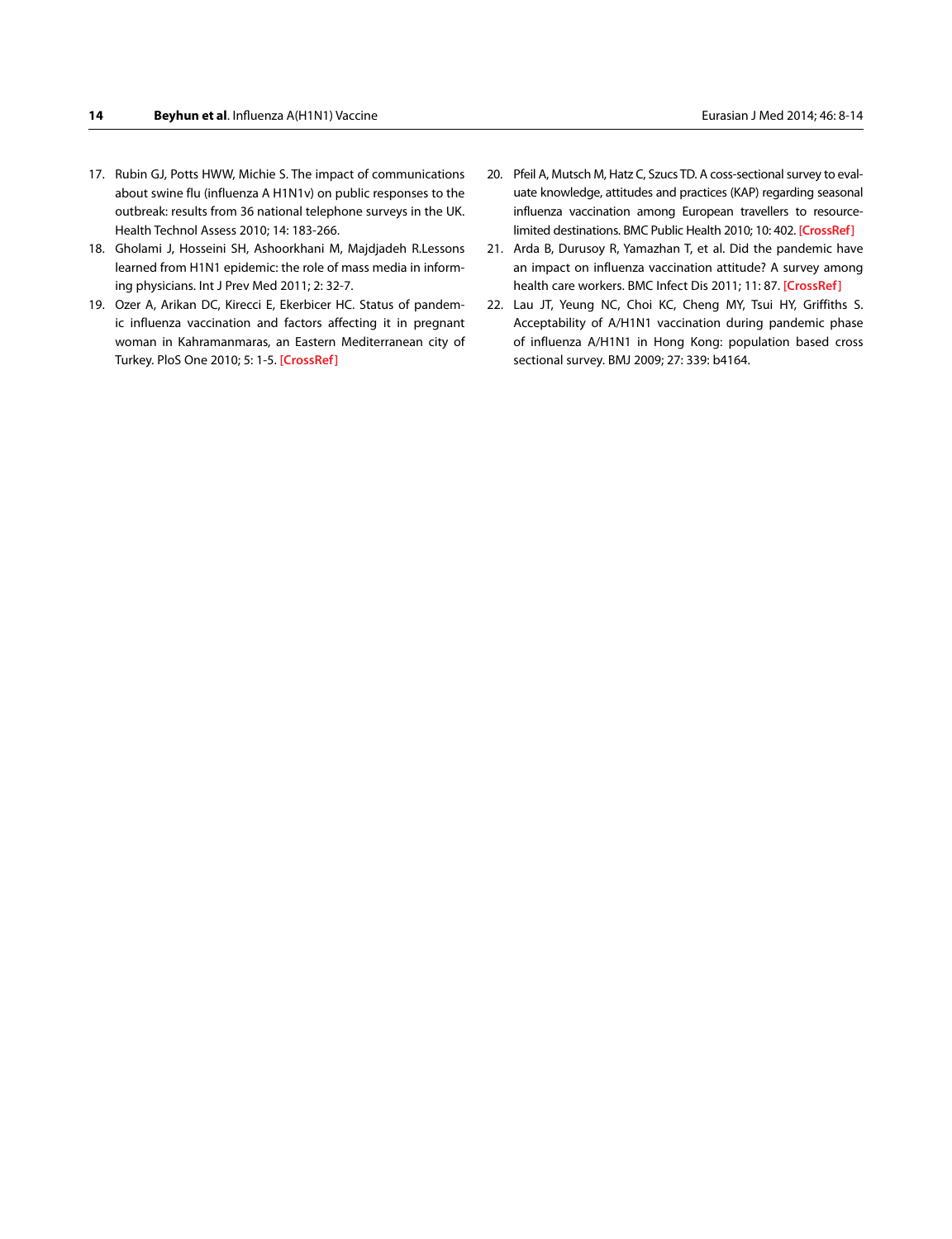17. Rubin GJ, Potts HWW, Michie S. The impact of communications about swine flu (influenza A H1N1v) on public responses to the outbreak: results from 36 national telephone surveys in the UK. Health Technol Assess 2010; 14: 183-266.
18. Gholami J, Hosseini SH, Ashoorkhani M, Majdjadeh R.Lessons learned from H1N1 epidemic: the role of mass media in informing physicians. Int J Prev Med 2011; 2: 32-7.
19. Ozer A, Arikan DC, Kirecci E, Ekerbicer HC. Status of pandemic influenza vaccination and factors affecting it in pregnant woman in Kahramanmaras, an Eastern Mediterranean city of Turkey. PloS One 2010; 5: 1-5. [CrossRef]
20. Pfeil A, Mutsch M, Hatz C, Szucs TD. A coss-sectional survey to evaluate knowledge, attitudes and practices (KAP) regarding seasonal influenza vaccination among European travellers to resource-limited destinations. BMC Public Health 2010; 10: 402. [CrossRef]
21. Arda B, Durusoy R, Yamazhan T, et al. Did the pandemic have an impact on influenza vaccination attitude? A survey among health care workers. BMC Infect Dis 2011; 11: 87. [CrossRef]
22. Lau JT, Yeung NC, Choi KC, Cheng MY, Tsui HY, Griffiths S. Acceptability of A/H1N1 vaccination during pandemic phase of influenza A/H1N1 in Hong Kong: population based cross sectional survey. BMJ 2009; 27: 339: b4164.